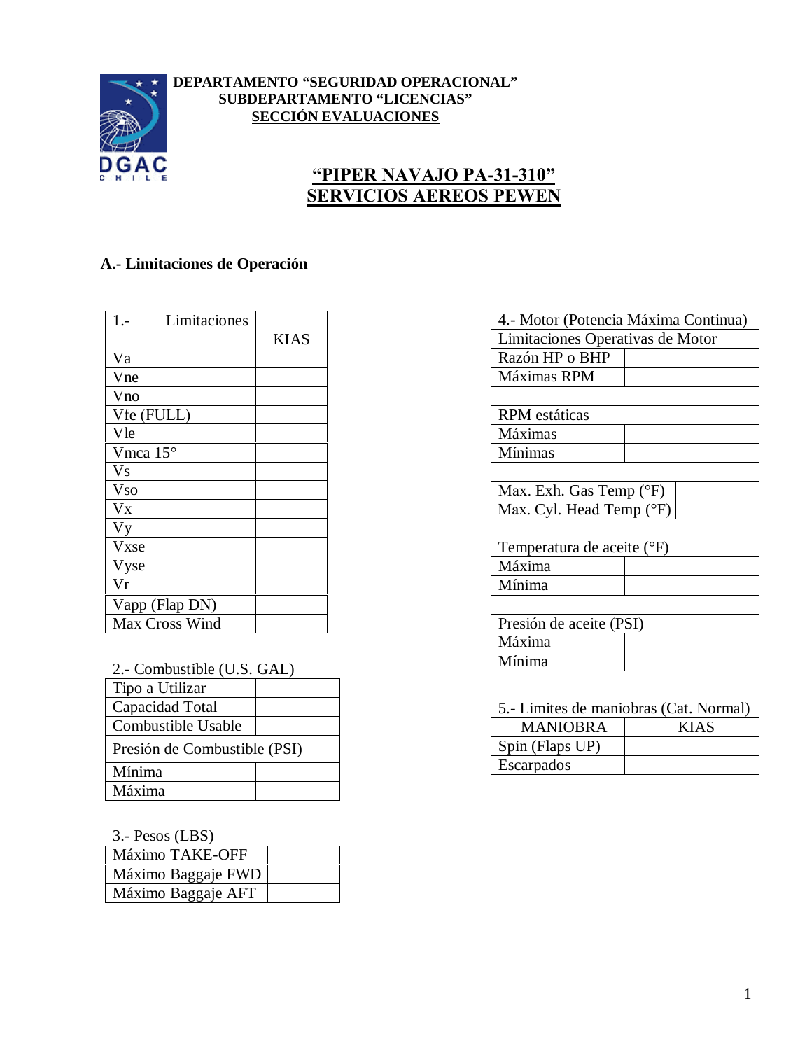**DEPARTAMENTO “SEGURIDAD OPERACIONAL”**
**SUBDEPARTAMENTO “LICENCIAS”**
**SECCIÓN EVALUACIONES**

# “PIPER NAVAJO PA-31-310”
# SERVICIOS AEREOS PEWEN

## A.- Limitaciones de Operación

| 1.- Limitaciones | |
|---|---|
| | KIAS |
| Va | |
| Vne | |
| Vno | |
| Vfe (FULL) | |
| Vle | |
| Vmca 15° | |
| Vs | |
| Vso | |
| Vx | |
| Vy | |
| Vxse | |
| Vyse | |
| Vr | |
| Vapp (Flap DN) | |
| Max Cross Wind | |

2.- Combustible (U.S. GAL)

| Tipo a Utilizar | |
|---|---|
| Capacidad Total | |
| Combustible Usable | |
| Presión de Combustible (PSI) | |
| Mínima | |
| Máxima | |

3.- Pesos (LBS)

| Máximo TAKE-OFF | |
|---|---|
| Máximo Baggaje FWD | |
| Máximo Baggaje AFT | |

4.- Motor (Potencia Máxima Continua)

| Limitaciones Operativas de Motor | |
|---|---|
| Razón HP o BHP | |
| Máximas RPM | |
| | |
| RPM estáticas | |
| Máximas | |
| Mínimas | |
| | |
| Max. Exh. Gas Temp (°F) | |
| Max. Cyl. Head Temp (°F) | |
| | |
| Temperatura de aceite (°F) | |
| Máxima | |
| Mínima | |
| | |
| Presión de aceite (PSI) | |
| Máxima | |
| Mínima | |

| 5.- Limites de maniobras (Cat. Normal) | |
|---|---|
| MANIOBRA | KIAS |
| Spin (Flaps UP) | |
| Escarpados | |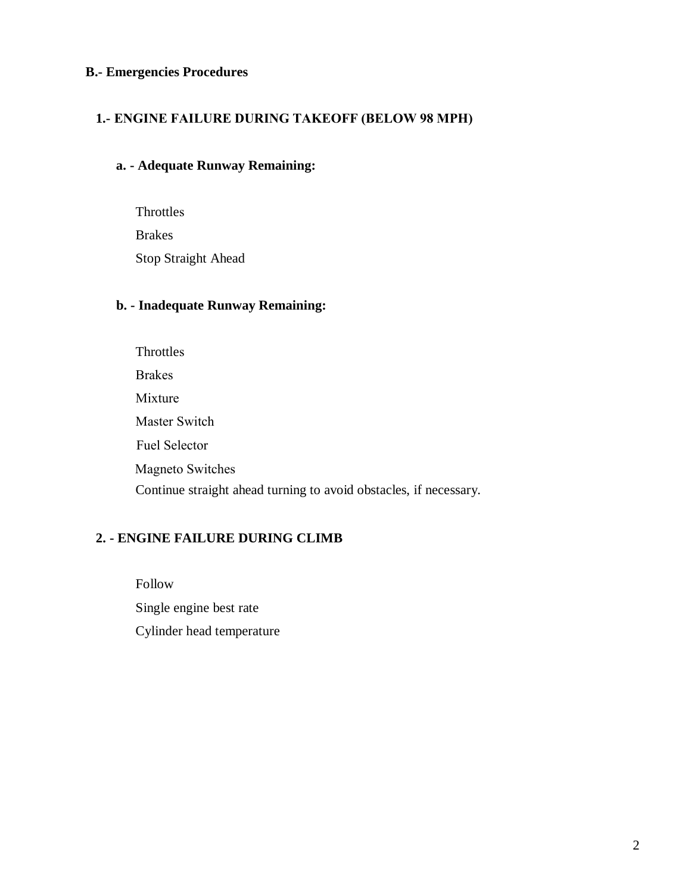## B.- Emergencies Procedures

### 1.- ENGINE FAILURE DURING TAKEOFF (BELOW 98 MPH)

#### a. - Adequate Runway Remaining:

Throttles

Brakes

Stop Straight Ahead

#### b. - Inadequate Runway Remaining:

Throttles

Brakes

Mixture

Master Switch

Fuel Selector

Magneto Switches

Continue straight ahead turning to avoid obstacles, if necessary.

### 2. - ENGINE FAILURE DURING CLIMB

Follow

Single engine best rate

Cylinder head temperature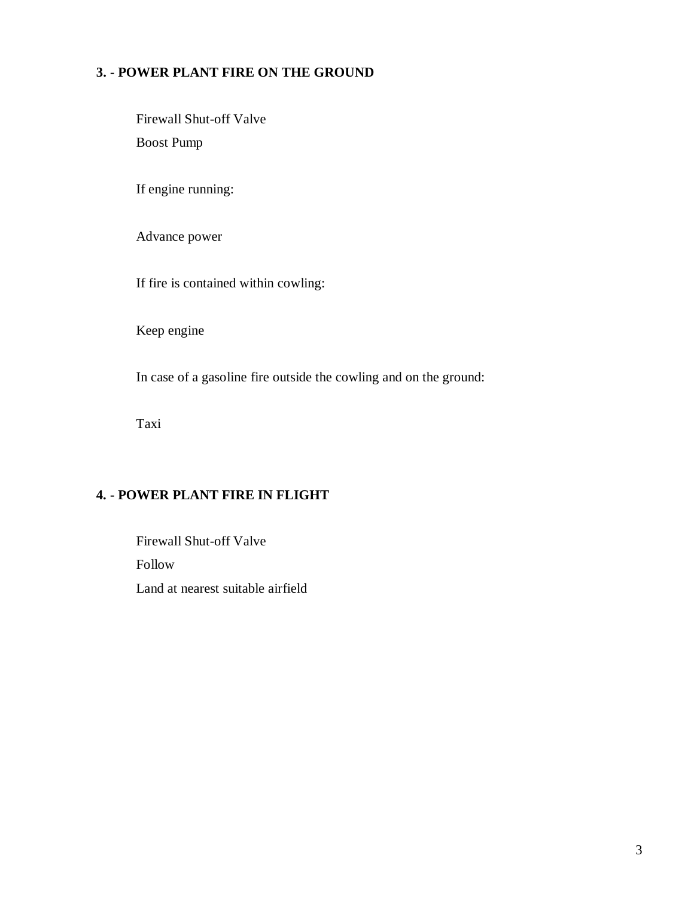### 3. - POWER PLANT FIRE ON THE GROUND

Firewall Shut-off Valve

Boost Pump

If engine running:

Advance power

If fire is contained within cowling:

Keep engine

In case of a gasoline fire outside the cowling and on the ground:

Taxi

### 4. - POWER PLANT FIRE IN FLIGHT

Firewall Shut-off Valve

Follow

Land at nearest suitable airfield